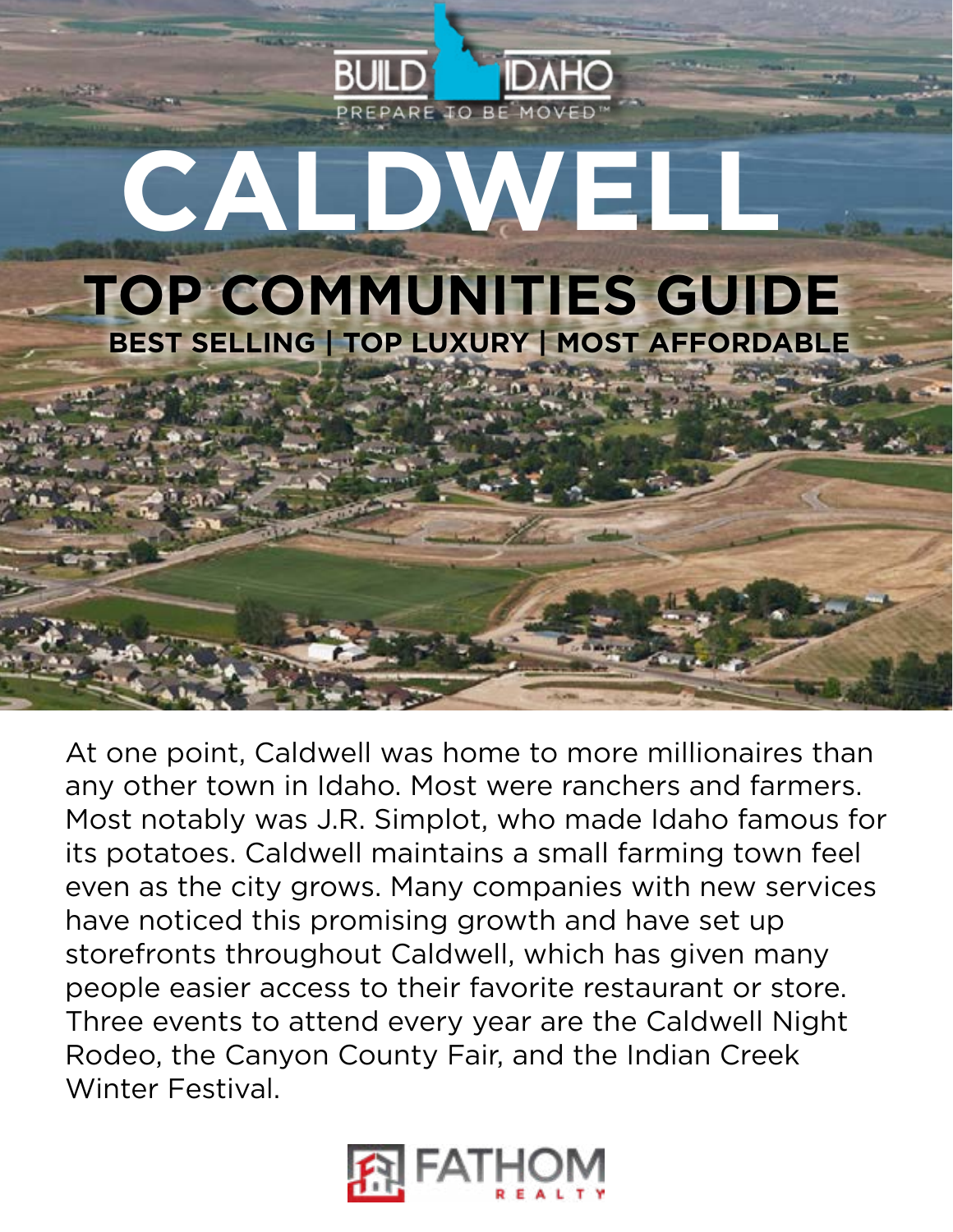BUILD IDAHO
PREPARE TO BE MOVED™

# CALDWELL

## TOP COMMUNITIES GUIDE

**BEST SELLING | TOP LUXURY | MOST AFFORDABLE**

At one point, Caldwell was home to more millionaires than any other town in Idaho. Most were ranchers and farmers. Most notably was J.R. Simplot, who made Idaho famous for its potatoes. Caldwell maintains a small farming town feel even as the city grows. Many companies with new services have noticed this promising growth and have set up storefronts throughout Caldwell, which has given many people easier access to their favorite restaurant or store. Three events to attend every year are the Caldwell Night Rodeo, the Canyon County Fair, and the Indian Creek Winter Festival.

FATHOM REALTY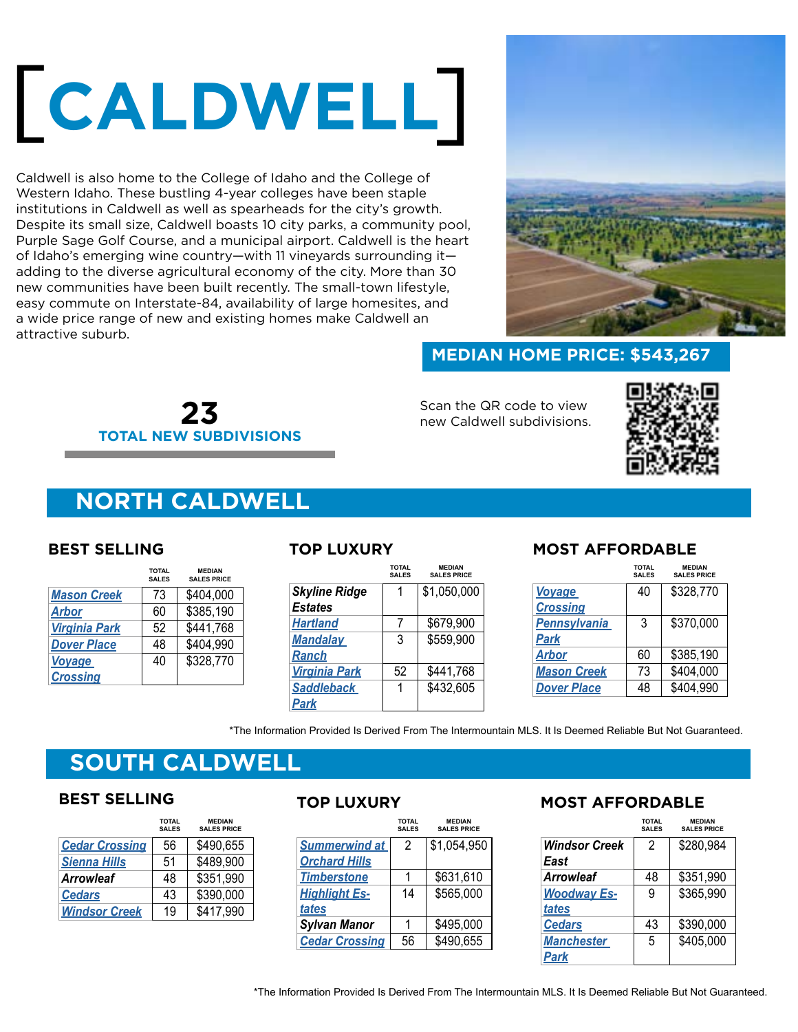# [CALDWELL]

Caldwell is also home to the College of Idaho and the College of Western Idaho. These bustling 4-year colleges have been staple institutions in Caldwell as well as spearheads for the city's growth. Despite its small size, Caldwell boasts 10 city parks, a community pool, Purple Sage Golf Course, and a municipal airport. Caldwell is the heart of Idaho's emerging wine country—with 11 vineyards surrounding it—adding to the diverse agricultural economy of the city. More than 30 new communities have been built recently. The small-town lifestyle, easy commute on Interstate-84, availability of large homesites, and a wide price range of new and existing homes make Caldwell an attractive suburb.

**MEDIAN HOME PRICE: $543,267**

**23**
**TOTAL NEW SUBDIVISIONS**

Scan the QR code to view new Caldwell subdivisions.

## NORTH CALDWELL

### BEST SELLING

| | TOTAL SALES | MEDIAN SALES PRICE |
|---|---|---|
| Mason Creek | 73 | $404,000 |
| Arbor | 60 | $385,190 |
| Virginia Park | 52 | $441,768 |
| Dover Place | 48 | $404,990 |
| Voyage Crossing | 40 | $328,770 |

### TOP LUXURY

| | TOTAL SALES | MEDIAN SALES PRICE |
|---|---|---|
| Skyline Ridge Estates | 1 | $1,050,000 |
| Hartland | 7 | $679,900 |
| Mandalay Ranch | 3 | $559,900 |
| Virginia Park | 52 | $441,768 |
| Saddleback Park | 1 | $432,605 |

### MOST AFFORDABLE

| | TOTAL SALES | MEDIAN SALES PRICE |
|---|---|---|
| Voyage Crossing | 40 | $328,770 |
| Pennsylvania Park | 3 | $370,000 |
| Arbor | 60 | $385,190 |
| Mason Creek | 73 | $404,000 |
| Dover Place | 48 | $404,990 |

*The Information Provided Is Derived From The Intermountain MLS. It Is Deemed Reliable But Not Guaranteed.

## SOUTH CALDWELL

### BEST SELLING

| | TOTAL SALES | MEDIAN SALES PRICE |
|---|---|---|
| Cedar Crossing | 56 | $490,655 |
| Sienna Hills | 51 | $489,900 |
| Arrowleaf | 48 | $351,990 |
| Cedars | 43 | $390,000 |
| Windsor Creek | 19 | $417,990 |

### TOP LUXURY

| | TOTAL SALES | MEDIAN SALES PRICE |
|---|---|---|
| Summerwind at Orchard Hills | 2 | $1,054,950 |
| Timberstone | 1 | $631,610 |
| Highlight Estates | 14 | $565,000 |
| Sylvan Manor | 1 | $495,000 |
| Cedar Crossing | 56 | $490,655 |

### MOST AFFORDABLE

| | TOTAL SALES | MEDIAN SALES PRICE |
|---|---|---|
| Windsor Creek East | 2 | $280,984 |
| Arrowleaf | 48 | $351,990 |
| Woodway Estates | 9 | $365,990 |
| Cedars | 43 | $390,000 |
| Manchester Park | 5 | $405,000 |

*The Information Provided Is Derived From The Intermountain MLS. It Is Deemed Reliable But Not Guaranteed.